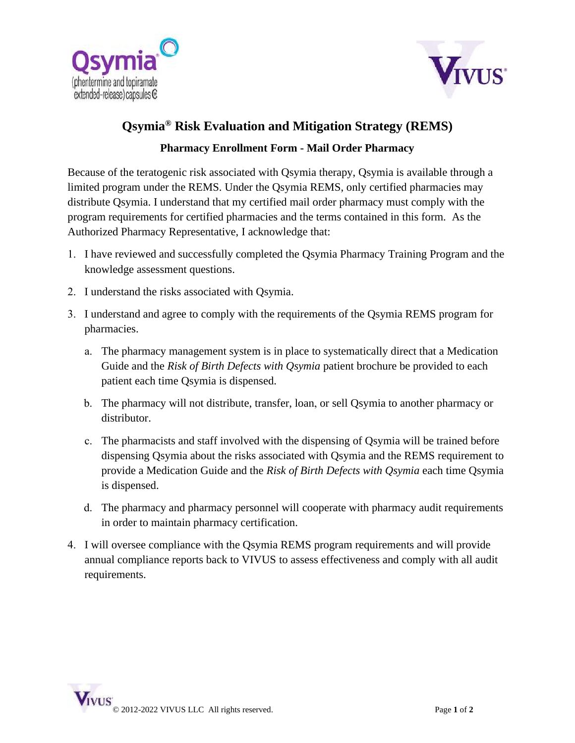# Qsymia® Risk Evaluation and Mitigation Strategy (REMS)

## Pharmacy Enrollment Form - Mail Order Pharmacy

Because of the teratogenic risk associated with Qsymia therapy, Qsymia is available through a limited program under the REMS. Under the Qsymia REMS, only certified pharmacies may distribute Qsymia. I understand that my certified mail order pharmacy must comply with the program requirements for certified pharmacies and the terms contained in this form. As the Authorized Pharmacy Representative, I acknowledge that:

1. I have reviewed and successfully completed the Qsymia Pharmacy Training Program and the knowledge assessment questions.
2. I understand the risks associated with Qsymia.
3. I understand and agree to comply with the requirements of the Qsymia REMS program for pharmacies.
   a. The pharmacy management system is in place to systematically direct that a Medication Guide and the *Risk of Birth Defects with Qsymia* patient brochure be provided to each patient each time Qsymia is dispensed.
   b. The pharmacy will not distribute, transfer, loan, or sell Qsymia to another pharmacy or distributor.
   c. The pharmacists and staff involved with the dispensing of Qsymia will be trained before dispensing Qsymia about the risks associated with Qsymia and the REMS requirement to provide a Medication Guide and the *Risk of Birth Defects with Qsymia* each time Qsymia is dispensed.
   d. The pharmacy and pharmacy personnel will cooperate with pharmacy audit requirements in order to maintain pharmacy certification.
4. I will oversee compliance with the Qsymia REMS program requirements and will provide annual compliance reports back to VIVUS to assess effectiveness and comply with all audit requirements.

© 2012-2022 VIVUS LLC All rights reserved.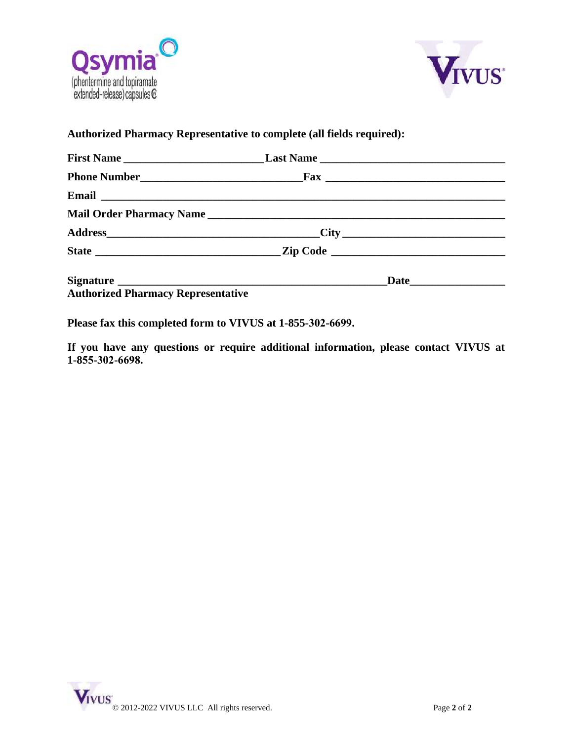Qsymia®
(phentermine and topiramate extended-release) capsules CIV

VIVUS®

**Authorized Pharmacy Representative to complete (all fields required):**

**First Name** ________________________ **Last Name** ________________________________

**Phone Number**____________________________**Fax** _______________________________

**Email** ________________________________________________________________________

**Mail Order Pharmacy Name** ___________________________________________________

**Address**____________________________________**City** ____________________________

**State** ________________________________ **Zip Code** ______________________________

**Signature** _______________________________________________**Date**________________
**Authorized Pharmacy Representative**

**Please fax this completed form to VIVUS at 1-855-302-6699.**

**If you have any questions or require additional information, please contact VIVUS at 1-855-302-6698.**

© 2012-2022 VIVUS LLC All rights reserved.